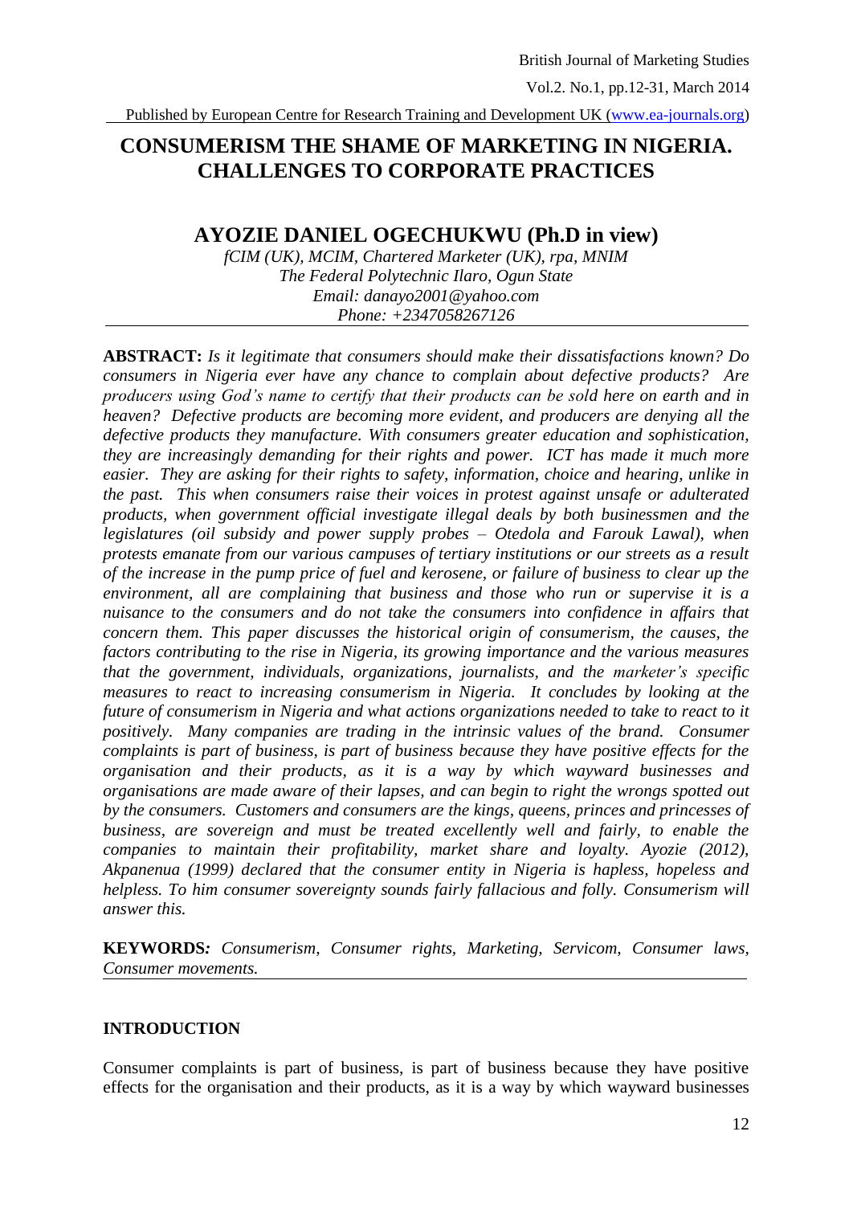# CONSUMERISM THE SHAME OF MARKETING IN NIGERIA. CHALLENGES TO CORPORATE PRACTICES

## AYOZIE DANIEL OGECHUKWU (Ph.D in view)

*fCIM (UK), MCIM, Chartered Marketer (UK), rpa, MNIM*
*The Federal Polytechnic Ilaro, Ogun State*
*Email: danayo2001@yahoo.com*
*Phone: +2347058267126*

---

**ABSTRACT:** *Is it legitimate that consumers should make their dissatisfactions known? Do consumers in Nigeria ever have any chance to complain about defective products? Are producers using God's name to certify that their products can be sold here on earth and in heaven? Defective products are becoming more evident, and producers are denying all the defective products they manufacture. With consumers greater education and sophistication, they are increasingly demanding for their rights and power. ICT has made it much more easier. They are asking for their rights to safety, information, choice and hearing, unlike in the past. This when consumers raise their voices in protest against unsafe or adulterated products, when government official investigate illegal deals by both businessmen and the legislatures (oil subsidy and power supply probes – Otedola and Farouk Lawal), when protests emanate from our various campuses of tertiary institutions or our streets as a result of the increase in the pump price of fuel and kerosene, or failure of business to clear up the environment, all are complaining that business and those who run or supervise it is a nuisance to the consumers and do not take the consumers into confidence in affairs that concern them. This paper discusses the historical origin of consumerism, the causes, the factors contributing to the rise in Nigeria, its growing importance and the various measures that the government, individuals, organizations, journalists, and the marketer's specific measures to react to increasing consumerism in Nigeria. It concludes by looking at the future of consumerism in Nigeria and what actions organizations needed to take to react to it positively. Many companies are trading in the intrinsic values of the brand. Consumer complaints is part of business, is part of business because they have positive effects for the organisation and their products, as it is a way by which wayward businesses and organisations are made aware of their lapses, and can begin to right the wrongs spotted out by the consumers. Customers and consumers are the kings, queens, princes and princesses of business, are sovereign and must be treated excellently well and fairly, to enable the companies to maintain their profitability, market share and loyalty. Ayozie (2012), Akpanenua (1999) declared that the consumer entity in Nigeria is hapless, hopeless and helpless. To him consumer sovereignty sounds fairly fallacious and folly. Consumerism will answer this.*

**KEYWORDS***:* *Consumerism, Consumer rights, Marketing, Servicom, Consumer laws, Consumer movements.*

---

## INTRODUCTION

Consumer complaints is part of business, is part of business because they have positive effects for the organisation and their products, as it is a way by which wayward businesses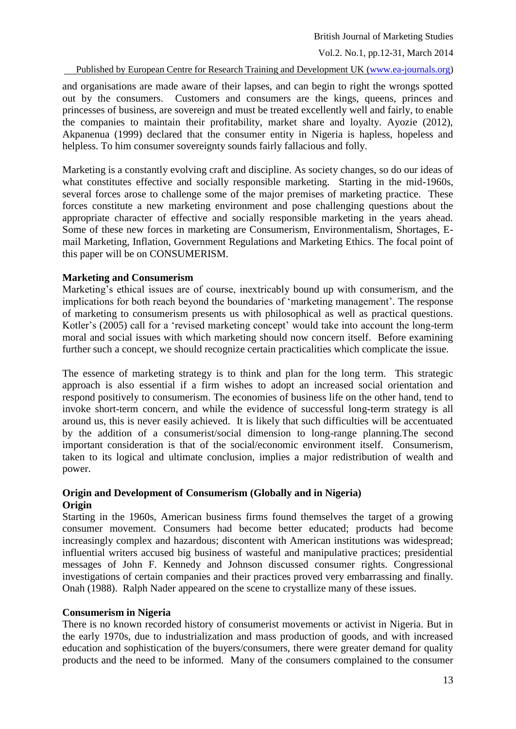and organisations are made aware of their lapses, and can begin to right the wrongs spotted out by the consumers. Customers and consumers are the kings, queens, princes and princesses of business, are sovereign and must be treated excellently well and fairly, to enable the companies to maintain their profitability, market share and loyalty. Ayozie (2012), Akpanenua (1999) declared that the consumer entity in Nigeria is hapless, hopeless and helpless. To him consumer sovereignty sounds fairly fallacious and folly.

Marketing is a constantly evolving craft and discipline. As society changes, so do our ideas of what constitutes effective and socially responsible marketing. Starting in the mid-1960s, several forces arose to challenge some of the major premises of marketing practice. These forces constitute a new marketing environment and pose challenging questions about the appropriate character of effective and socially responsible marketing in the years ahead. Some of these new forces in marketing are Consumerism, Environmentalism, Shortages, E-mail Marketing, Inflation, Government Regulations and Marketing Ethics. The focal point of this paper will be on CONSUMERISM.

**Marketing and Consumerism**

Marketing's ethical issues are of course, inextricably bound up with consumerism, and the implications for both reach beyond the boundaries of 'marketing management'. The response of marketing to consumerism presents us with philosophical as well as practical questions. Kotler's (2005) call for a 'revised marketing concept' would take into account the long-term moral and social issues with which marketing should now concern itself. Before examining further such a concept, we should recognize certain practicalities which complicate the issue.

The essence of marketing strategy is to think and plan for the long term. This strategic approach is also essential if a firm wishes to adopt an increased social orientation and respond positively to consumerism. The economies of business life on the other hand, tend to invoke short-term concern, and while the evidence of successful long-term strategy is all around us, this is never easily achieved. It is likely that such difficulties will be accentuated by the addition of a consumerist/social dimension to long-range planning.The second important consideration is that of the social/economic environment itself. Consumerism, taken to its logical and ultimate conclusion, implies a major redistribution of wealth and power.

**Origin and Development of Consumerism (Globally and in Nigeria)**

**Origin**

Starting in the 1960s, American business firms found themselves the target of a growing consumer movement. Consumers had become better educated; products had become increasingly complex and hazardous; discontent with American institutions was widespread; influential writers accused big business of wasteful and manipulative practices; presidential messages of John F. Kennedy and Johnson discussed consumer rights. Congressional investigations of certain companies and their practices proved very embarrassing and finally. Onah (1988). Ralph Nader appeared on the scene to crystallize many of these issues.

**Consumerism in Nigeria**

There is no known recorded history of consumerist movements or activist in Nigeria. But in the early 1970s, due to industrialization and mass production of goods, and with increased education and sophistication of the buyers/consumers, there were greater demand for quality products and the need to be informed. Many of the consumers complained to the consumer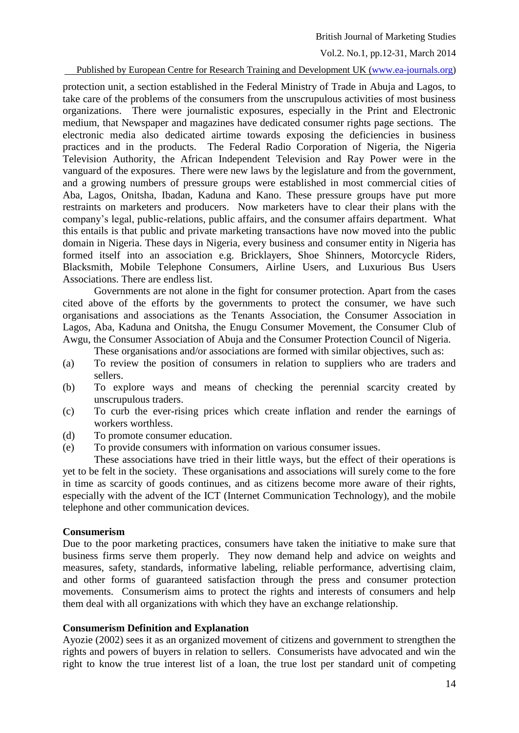protection unit, a section established in the Federal Ministry of Trade in Abuja and Lagos, to take care of the problems of the consumers from the unscrupulous activities of most business organizations. There were journalistic exposures, especially in the Print and Electronic medium, that Newspaper and magazines have dedicated consumer rights page sections. The electronic media also dedicated airtime towards exposing the deficiencies in business practices and in the products. The Federal Radio Corporation of Nigeria, the Nigeria Television Authority, the African Independent Television and Ray Power were in the vanguard of the exposures. There were new laws by the legislature and from the government, and a growing numbers of pressure groups were established in most commercial cities of Aba, Lagos, Onitsha, Ibadan, Kaduna and Kano. These pressure groups have put more restraints on marketers and producers. Now marketers have to clear their plans with the company's legal, public-relations, public affairs, and the consumer affairs department. What this entails is that public and private marketing transactions have now moved into the public domain in Nigeria. These days in Nigeria, every business and consumer entity in Nigeria has formed itself into an association e.g. Bricklayers, Shoe Shinners, Motorcycle Riders, Blacksmith, Mobile Telephone Consumers, Airline Users, and Luxurious Bus Users Associations. There are endless list.

Governments are not alone in the fight for consumer protection. Apart from the cases cited above of the efforts by the governments to protect the consumer, we have such organisations and associations as the Tenants Association, the Consumer Association in Lagos, Aba, Kaduna and Onitsha, the Enugu Consumer Movement, the Consumer Club of Awgu, the Consumer Association of Abuja and the Consumer Protection Council of Nigeria.

These organisations and/or associations are formed with similar objectives, such as:

(a) To review the position of consumers in relation to suppliers who are traders and sellers.

(b) To explore ways and means of checking the perennial scarcity created by unscrupulous traders.

(c) To curb the ever-rising prices which create inflation and render the earnings of workers worthless.

(d) To promote consumer education.

(e) To provide consumers with information on various consumer issues.

These associations have tried in their little ways, but the effect of their operations is yet to be felt in the society. These organisations and associations will surely come to the fore in time as scarcity of goods continues, and as citizens become more aware of their rights, especially with the advent of the ICT (Internet Communication Technology), and the mobile telephone and other communication devices.

**Consumerism**

Due to the poor marketing practices, consumers have taken the initiative to make sure that business firms serve them properly. They now demand help and advice on weights and measures, safety, standards, informative labeling, reliable performance, advertising claim, and other forms of guaranteed satisfaction through the press and consumer protection movements. Consumerism aims to protect the rights and interests of consumers and help them deal with all organizations with which they have an exchange relationship.

**Consumerism Definition and Explanation**

Ayozie (2002) sees it as an organized movement of citizens and government to strengthen the rights and powers of buyers in relation to sellers. Consumerists have advocated and win the right to know the true interest list of a loan, the true lost per standard unit of competing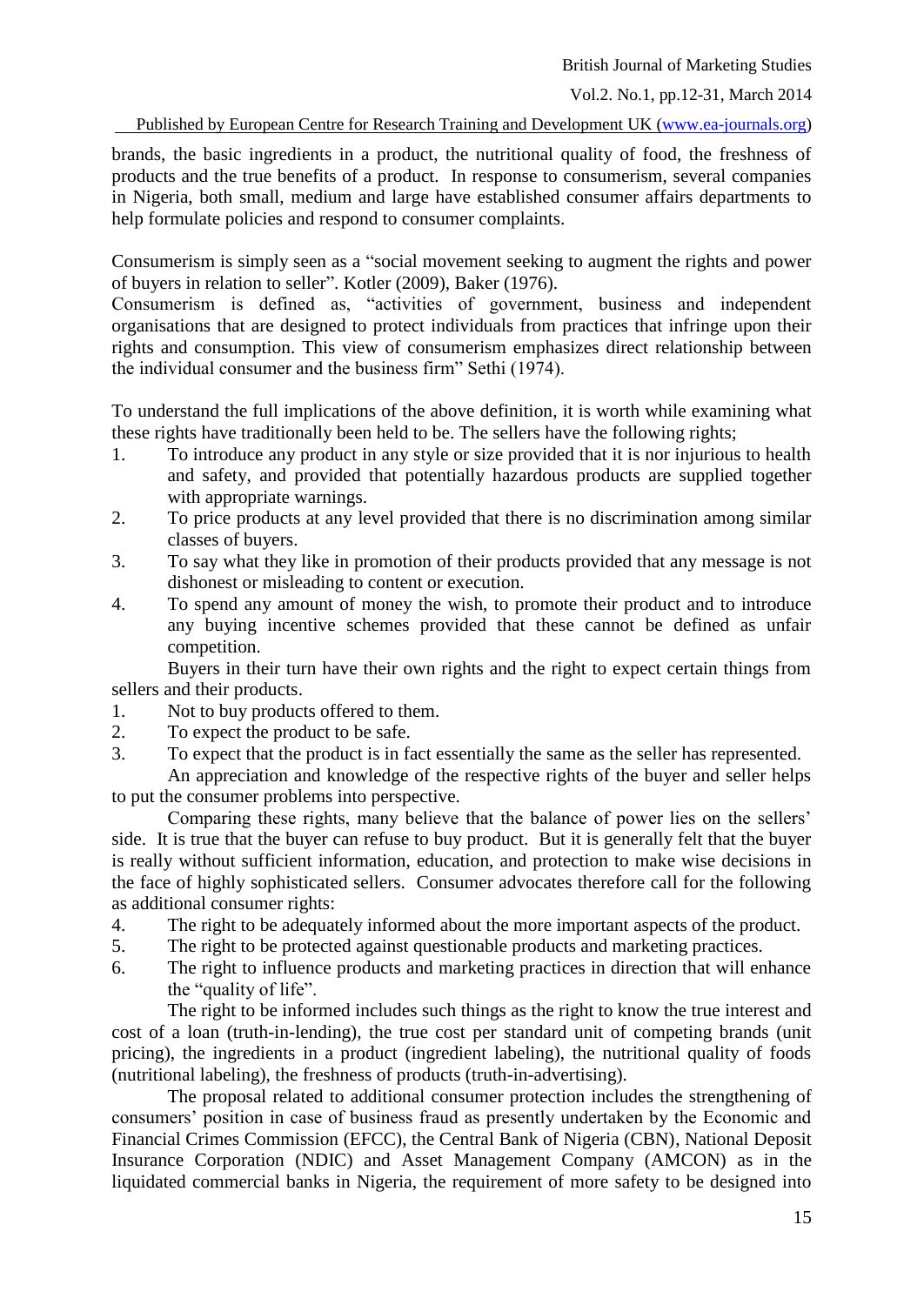brands, the basic ingredients in a product, the nutritional quality of food, the freshness of products and the true benefits of a product. In response to consumerism, several companies in Nigeria, both small, medium and large have established consumer affairs departments to help formulate policies and respond to consumer complaints.

Consumerism is simply seen as a "social movement seeking to augment the rights and power of buyers in relation to seller". Kotler (2009), Baker (1976).
Consumerism is defined as, "activities of government, business and independent organisations that are designed to protect individuals from practices that infringe upon their rights and consumption. This view of consumerism emphasizes direct relationship between the individual consumer and the business firm" Sethi (1974).

To understand the full implications of the above definition, it is worth while examining what these rights have traditionally been held to be. The sellers have the following rights;

1. To introduce any product in any style or size provided that it is nor injurious to health and safety, and provided that potentially hazardous products are supplied together with appropriate warnings.
2. To price products at any level provided that there is no discrimination among similar classes of buyers.
3. To say what they like in promotion of their products provided that any message is not dishonest or misleading to content or execution.
4. To spend any amount of money the wish, to promote their product and to introduce any buying incentive schemes provided that these cannot be defined as unfair competition.

Buyers in their turn have their own rights and the right to expect certain things from sellers and their products.

1. Not to buy products offered to them.
2. To expect the product to be safe.
3. To expect that the product is in fact essentially the same as the seller has represented.

An appreciation and knowledge of the respective rights of the buyer and seller helps to put the consumer problems into perspective.

Comparing these rights, many believe that the balance of power lies on the sellers' side. It is true that the buyer can refuse to buy product. But it is generally felt that the buyer is really without sufficient information, education, and protection to make wise decisions in the face of highly sophisticated sellers. Consumer advocates therefore call for the following as additional consumer rights:

4. The right to be adequately informed about the more important aspects of the product.
5. The right to be protected against questionable products and marketing practices.
6. The right to influence products and marketing practices in direction that will enhance the "quality of life".

The right to be informed includes such things as the right to know the true interest and cost of a loan (truth-in-lending), the true cost per standard unit of competing brands (unit pricing), the ingredients in a product (ingredient labeling), the nutritional quality of foods (nutritional labeling), the freshness of products (truth-in-advertising).

The proposal related to additional consumer protection includes the strengthening of consumers' position in case of business fraud as presently undertaken by the Economic and Financial Crimes Commission (EFCC), the Central Bank of Nigeria (CBN), National Deposit Insurance Corporation (NDIC) and Asset Management Company (AMCON) as in the liquidated commercial banks in Nigeria, the requirement of more safety to be designed into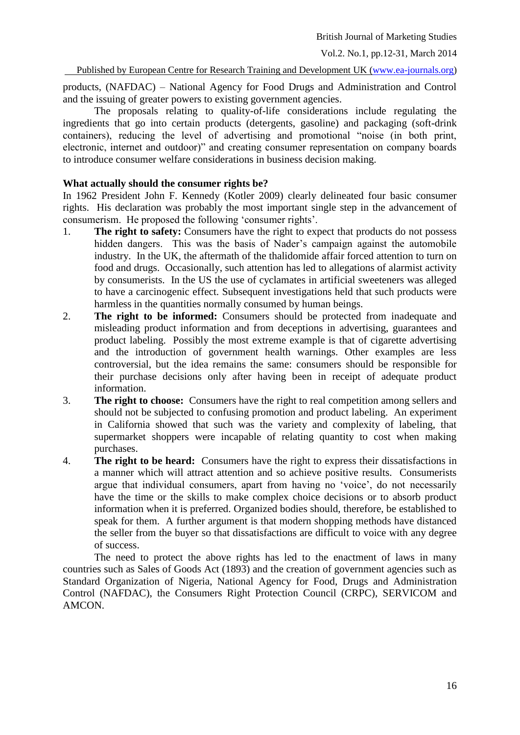products, (NAFDAC) – National Agency for Food Drugs and Administration and Control and the issuing of greater powers to existing government agencies.

The proposals relating to quality-of-life considerations include regulating the ingredients that go into certain products (detergents, gasoline) and packaging (soft-drink containers), reducing the level of advertising and promotional "noise (in both print, electronic, internet and outdoor)" and creating consumer representation on company boards to introduce consumer welfare considerations in business decision making.

**What actually should the consumer rights be?**

In 1962 President John F. Kennedy (Kotler 2009) clearly delineated four basic consumer rights. His declaration was probably the most important single step in the advancement of consumerism. He proposed the following 'consumer rights'.

1. **The right to safety:** Consumers have the right to expect that products do not possess hidden dangers. This was the basis of Nader's campaign against the automobile industry. In the UK, the aftermath of the thalidomide affair forced attention to turn on food and drugs. Occasionally, such attention has led to allegations of alarmist activity by consumerists. In the US the use of cyclamates in artificial sweeteners was alleged to have a carcinogenic effect. Subsequent investigations held that such products were harmless in the quantities normally consumed by human beings.
2. **The right to be informed:** Consumers should be protected from inadequate and misleading product information and from deceptions in advertising, guarantees and product labeling. Possibly the most extreme example is that of cigarette advertising and the introduction of government health warnings. Other examples are less controversial, but the idea remains the same: consumers should be responsible for their purchase decisions only after having been in receipt of adequate product information.
3. **The right to choose:** Consumers have the right to real competition among sellers and should not be subjected to confusing promotion and product labeling. An experiment in California showed that such was the variety and complexity of labeling, that supermarket shoppers were incapable of relating quantity to cost when making purchases.
4. **The right to be heard:** Consumers have the right to express their dissatisfactions in a manner which will attract attention and so achieve positive results. Consumerists argue that individual consumers, apart from having no 'voice', do not necessarily have the time or the skills to make complex choice decisions or to absorb product information when it is preferred. Organized bodies should, therefore, be established to speak for them. A further argument is that modern shopping methods have distanced the seller from the buyer so that dissatisfactions are difficult to voice with any degree of success.

The need to protect the above rights has led to the enactment of laws in many countries such as Sales of Goods Act (1893) and the creation of government agencies such as Standard Organization of Nigeria, National Agency for Food, Drugs and Administration Control (NAFDAC), the Consumers Right Protection Council (CRPC), SERVICOM and AMCON.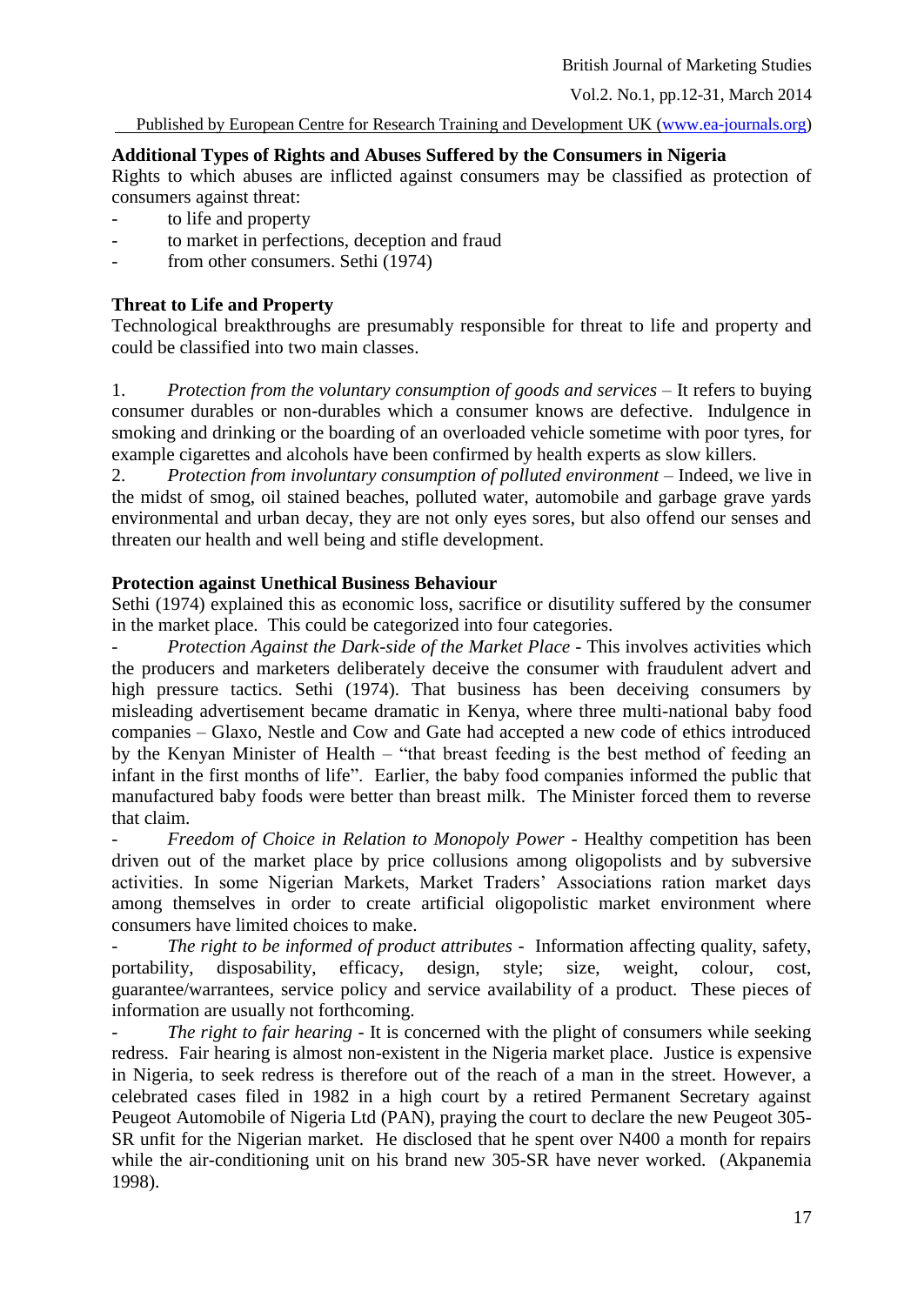**Additional Types of Rights and Abuses Suffered by the Consumers in Nigeria**

Rights to which abuses are inflicted against consumers may be classified as protection of consumers against threat:

- to life and property
- to market in perfections, deception and fraud
- from other consumers. Sethi (1974)

**Threat to Life and Property**

Technological breakthroughs are presumably responsible for threat to life and property and could be classified into two main classes.

1. *Protection from the voluntary consumption of goods and services* – It refers to buying consumer durables or non-durables which a consumer knows are defective. Indulgence in smoking and drinking or the boarding of an overloaded vehicle sometime with poor tyres, for example cigarettes and alcohols have been confirmed by health experts as slow killers.
2. *Protection from involuntary consumption of polluted environment* – Indeed, we live in the midst of smog, oil stained beaches, polluted water, automobile and garbage grave yards environmental and urban decay, they are not only eyes sores, but also offend our senses and threaten our health and well being and stifle development.

**Protection against Unethical Business Behaviour**

Sethi (1974) explained this as economic loss, sacrifice or disutility suffered by the consumer in the market place. This could be categorized into four categories.

- *Protection Against the Dark-side of the Market Place* - This involves activities which the producers and marketers deliberately deceive the consumer with fraudulent advert and high pressure tactics. Sethi (1974). That business has been deceiving consumers by misleading advertisement became dramatic in Kenya, where three multi-national baby food companies – Glaxo, Nestle and Cow and Gate had accepted a new code of ethics introduced by the Kenyan Minister of Health – "that breast feeding is the best method of feeding an infant in the first months of life". Earlier, the baby food companies informed the public that manufactured baby foods were better than breast milk. The Minister forced them to reverse that claim.
- *Freedom of Choice in Relation to Monopoly Power* - Healthy competition has been driven out of the market place by price collusions among oligopolists and by subversive activities. In some Nigerian Markets, Market Traders' Associations ration market days among themselves in order to create artificial oligopolistic market environment where consumers have limited choices to make.
- *The right to be informed of product attributes* - Information affecting quality, safety, portability, disposability, efficacy, design, style; size, weight, colour, cost, guarantee/warrantees, service policy and service availability of a product. These pieces of information are usually not forthcoming.
- *The right to fair hearing* - It is concerned with the plight of consumers while seeking redress. Fair hearing is almost non-existent in the Nigeria market place. Justice is expensive in Nigeria, to seek redress is therefore out of the reach of a man in the street. However, a celebrated cases filed in 1982 in a high court by a retired Permanent Secretary against Peugeot Automobile of Nigeria Ltd (PAN), praying the court to declare the new Peugeot 305-SR unfit for the Nigerian market. He disclosed that he spent over N400 a month for repairs while the air-conditioning unit on his brand new 305-SR have never worked. (Akpanemia 1998).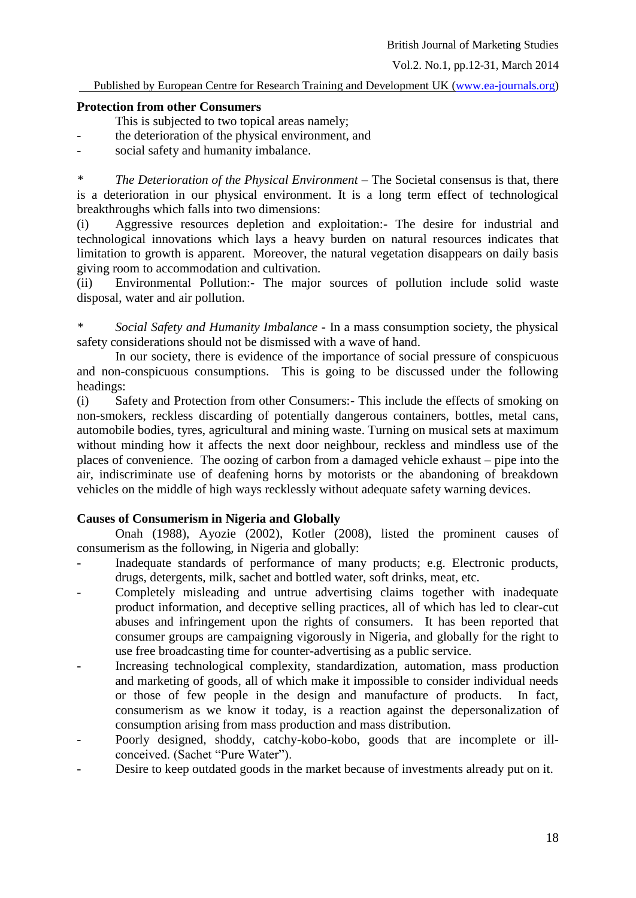**Protection from other Consumers**

This is subjected to two topical areas namely;

- the deterioration of the physical environment, and
- social safety and humanity imbalance.

\* *The Deterioration of the Physical Environment* – The Societal consensus is that, there is a deterioration in our physical environment. It is a long term effect of technological breakthroughs which falls into two dimensions:

(i) Aggressive resources depletion and exploitation:- The desire for industrial and technological innovations which lays a heavy burden on natural resources indicates that limitation to growth is apparent. Moreover, the natural vegetation disappears on daily basis giving room to accommodation and cultivation.

(ii) Environmental Pollution:- The major sources of pollution include solid waste disposal, water and air pollution.

\* *Social Safety and Humanity Imbalance* - In a mass consumption society, the physical safety considerations should not be dismissed with a wave of hand.

In our society, there is evidence of the importance of social pressure of conspicuous and non-conspicuous consumptions. This is going to be discussed under the following headings:

(i) Safety and Protection from other Consumers:- This include the effects of smoking on non-smokers, reckless discarding of potentially dangerous containers, bottles, metal cans, automobile bodies, tyres, agricultural and mining waste. Turning on musical sets at maximum without minding how it affects the next door neighbour, reckless and mindless use of the places of convenience. The oozing of carbon from a damaged vehicle exhaust – pipe into the air, indiscriminate use of deafening horns by motorists or the abandoning of breakdown vehicles on the middle of high ways recklessly without adequate safety warning devices.

**Causes of Consumerism in Nigeria and Globally**

Onah (1988), Ayozie (2002), Kotler (2008), listed the prominent causes of consumerism as the following, in Nigeria and globally:

- Inadequate standards of performance of many products; e.g. Electronic products, drugs, detergents, milk, sachet and bottled water, soft drinks, meat, etc.
- Completely misleading and untrue advertising claims together with inadequate product information, and deceptive selling practices, all of which has led to clear-cut abuses and infringement upon the rights of consumers. It has been reported that consumer groups are campaigning vigorously in Nigeria, and globally for the right to use free broadcasting time for counter-advertising as a public service.
- Increasing technological complexity, standardization, automation, mass production and marketing of goods, all of which make it impossible to consider individual needs or those of few people in the design and manufacture of products. In fact, consumerism as we know it today, is a reaction against the depersonalization of consumption arising from mass production and mass distribution.
- Poorly designed, shoddy, catchy-kobo-kobo, goods that are incomplete or ill-conceived. (Sachet "Pure Water").
- Desire to keep outdated goods in the market because of investments already put on it.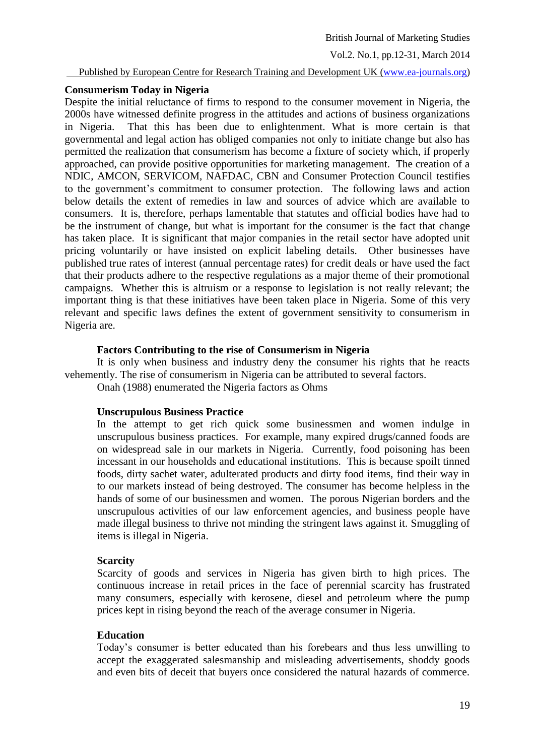**Consumerism Today in Nigeria**

Despite the initial reluctance of firms to respond to the consumer movement in Nigeria, the 2000s have witnessed definite progress in the attitudes and actions of business organizations in Nigeria. That this has been due to enlightenment. What is more certain is that governmental and legal action has obliged companies not only to initiate change but also has permitted the realization that consumerism has become a fixture of society which, if properly approached, can provide positive opportunities for marketing management. The creation of a NDIC, AMCON, SERVICOM, NAFDAC, CBN and Consumer Protection Council testifies to the government's commitment to consumer protection. The following laws and action below details the extent of remedies in law and sources of advice which are available to consumers. It is, therefore, perhaps lamentable that statutes and official bodies have had to be the instrument of change, but what is important for the consumer is the fact that change has taken place. It is significant that major companies in the retail sector have adopted unit pricing voluntarily or have insisted on explicit labeling details. Other businesses have published true rates of interest (annual percentage rates) for credit deals or have used the fact that their products adhere to the respective regulations as a major theme of their promotional campaigns. Whether this is altruism or a response to legislation is not really relevant; the important thing is that these initiatives have been taken place in Nigeria. Some of this very relevant and specific laws defines the extent of government sensitivity to consumerism in Nigeria are.

**Factors Contributing to the rise of Consumerism in Nigeria**

It is only when business and industry deny the consumer his rights that he reacts vehemently. The rise of consumerism in Nigeria can be attributed to several factors.

Onah (1988) enumerated the Nigeria factors as Ohms

**Unscrupulous Business Practice**

In the attempt to get rich quick some businessmen and women indulge in unscrupulous business practices. For example, many expired drugs/canned foods are on widespread sale in our markets in Nigeria. Currently, food poisoning has been incessant in our households and educational institutions. This is because spoilt tinned foods, dirty sachet water, adulterated products and dirty food items, find their way in to our markets instead of being destroyed. The consumer has become helpless in the hands of some of our businessmen and women. The porous Nigerian borders and the unscrupulous activities of our law enforcement agencies, and business people have made illegal business to thrive not minding the stringent laws against it. Smuggling of items is illegal in Nigeria.

**Scarcity**

Scarcity of goods and services in Nigeria has given birth to high prices. The continuous increase in retail prices in the face of perennial scarcity has frustrated many consumers, especially with kerosene, diesel and petroleum where the pump prices kept in rising beyond the reach of the average consumer in Nigeria.

**Education**

Today's consumer is better educated than his forebears and thus less unwilling to accept the exaggerated salesmanship and misleading advertisements, shoddy goods and even bits of deceit that buyers once considered the natural hazards of commerce.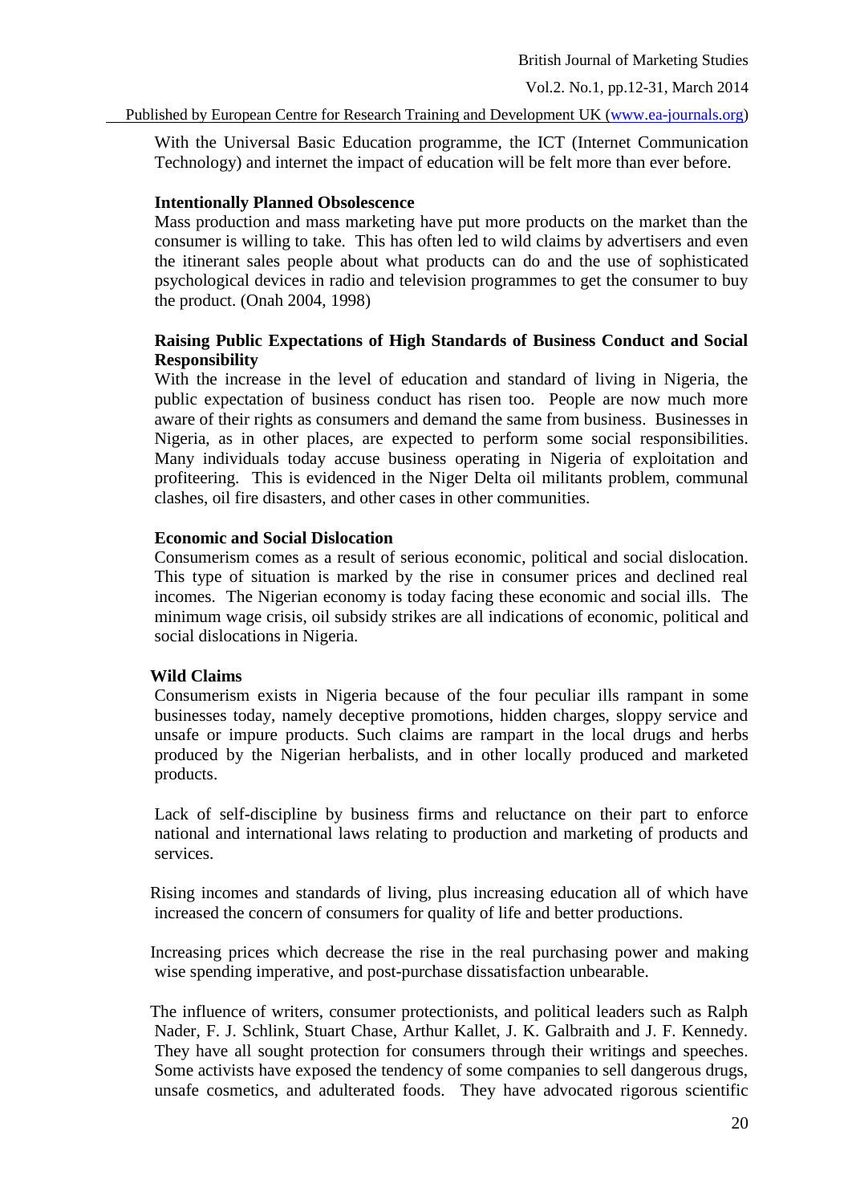With the Universal Basic Education programme, the ICT (Internet Communication Technology) and internet the impact of education will be felt more than ever before.

**Intentionally Planned Obsolescence**

Mass production and mass marketing have put more products on the market than the consumer is willing to take. This has often led to wild claims by advertisers and even the itinerant sales people about what products can do and the use of sophisticated psychological devices in radio and television programmes to get the consumer to buy the product. (Onah 2004, 1998)

**Raising Public Expectations of High Standards of Business Conduct and Social Responsibility**

With the increase in the level of education and standard of living in Nigeria, the public expectation of business conduct has risen too. People are now much more aware of their rights as consumers and demand the same from business. Businesses in Nigeria, as in other places, are expected to perform some social responsibilities. Many individuals today accuse business operating in Nigeria of exploitation and profiteering. This is evidenced in the Niger Delta oil militants problem, communal clashes, oil fire disasters, and other cases in other communities.

**Economic and Social Dislocation**

Consumerism comes as a result of serious economic, political and social dislocation. This type of situation is marked by the rise in consumer prices and declined real incomes. The Nigerian economy is today facing these economic and social ills. The minimum wage crisis, oil subsidy strikes are all indications of economic, political and social dislocations in Nigeria.

**Wild Claims**

Consumerism exists in Nigeria because of the four peculiar ills rampant in some businesses today, namely deceptive promotions, hidden charges, sloppy service and unsafe or impure products. Such claims are rampart in the local drugs and herbs produced by the Nigerian herbalists, and in other locally produced and marketed products.

Lack of self-discipline by business firms and reluctance on their part to enforce national and international laws relating to production and marketing of products and services.

Rising incomes and standards of living, plus increasing education all of which have increased the concern of consumers for quality of life and better productions.

Increasing prices which decrease the rise in the real purchasing power and making wise spending imperative, and post-purchase dissatisfaction unbearable.

The influence of writers, consumer protectionists, and political leaders such as Ralph Nader, F. J. Schlink, Stuart Chase, Arthur Kallet, J. K. Galbraith and J. F. Kennedy. They have all sought protection for consumers through their writings and speeches. Some activists have exposed the tendency of some companies to sell dangerous drugs, unsafe cosmetics, and adulterated foods. They have advocated rigorous scientific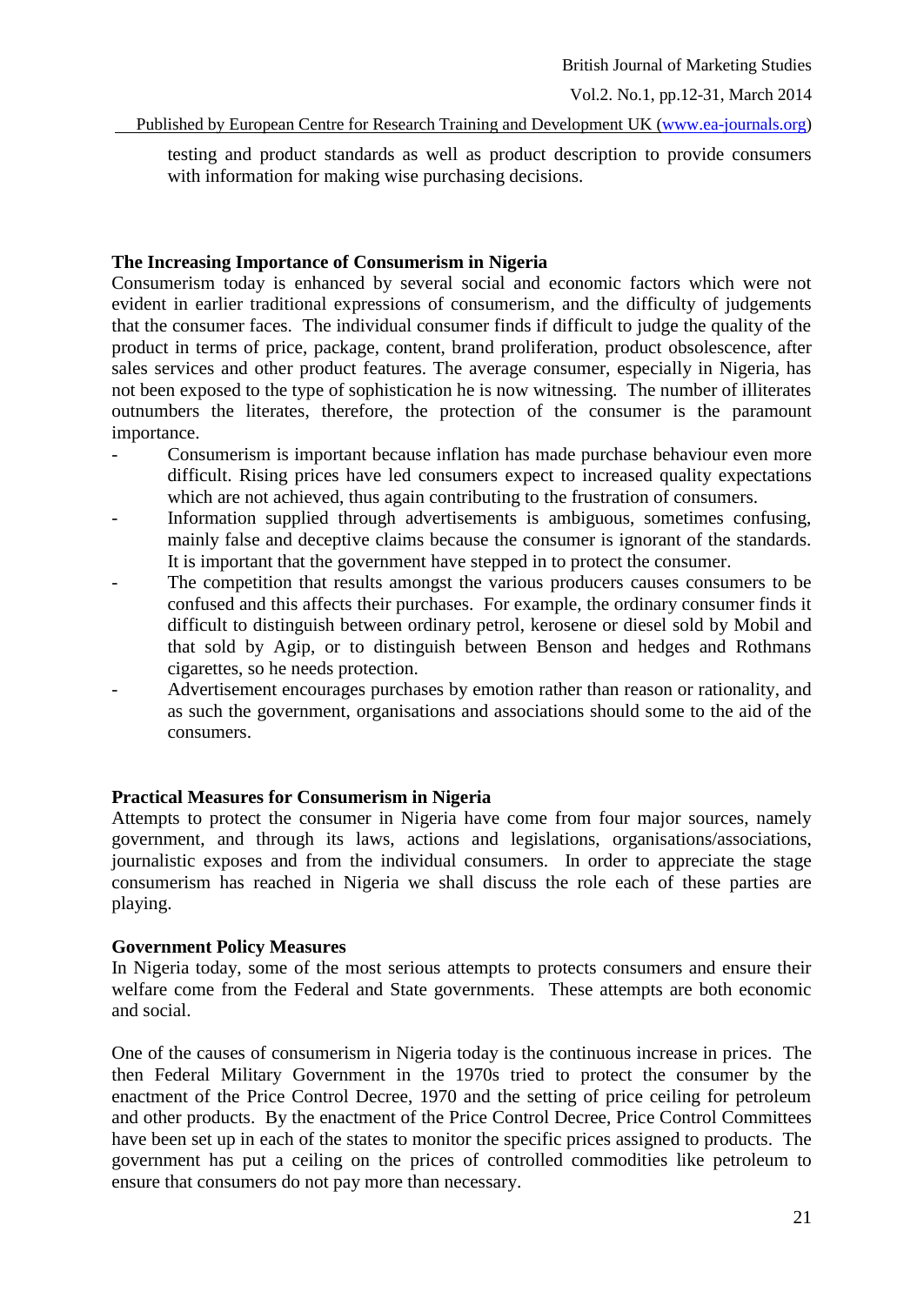testing and product standards as well as product description to provide consumers with information for making wise purchasing decisions.

## The Increasing Importance of Consumerism in Nigeria

Consumerism today is enhanced by several social and economic factors which were not evident in earlier traditional expressions of consumerism, and the difficulty of judgements that the consumer faces. The individual consumer finds if difficult to judge the quality of the product in terms of price, package, content, brand proliferation, product obsolescence, after sales services and other product features. The average consumer, especially in Nigeria, has not been exposed to the type of sophistication he is now witnessing. The number of illiterates outnumbers the literates, therefore, the protection of the consumer is the paramount importance.

- Consumerism is important because inflation has made purchase behaviour even more difficult. Rising prices have led consumers expect to increased quality expectations which are not achieved, thus again contributing to the frustration of consumers.
- Information supplied through advertisements is ambiguous, sometimes confusing, mainly false and deceptive claims because the consumer is ignorant of the standards. It is important that the government have stepped in to protect the consumer.
- The competition that results amongst the various producers causes consumers to be confused and this affects their purchases. For example, the ordinary consumer finds it difficult to distinguish between ordinary petrol, kerosene or diesel sold by Mobil and that sold by Agip, or to distinguish between Benson and hedges and Rothmans cigarettes, so he needs protection.
- Advertisement encourages purchases by emotion rather than reason or rationality, and as such the government, organisations and associations should some to the aid of the consumers.

## Practical Measures for Consumerism in Nigeria

Attempts to protect the consumer in Nigeria have come from four major sources, namely government, and through its laws, actions and legislations, organisations/associations, journalistic exposes and from the individual consumers. In order to appreciate the stage consumerism has reached in Nigeria we shall discuss the role each of these parties are playing.

### Government Policy Measures

In Nigeria today, some of the most serious attempts to protects consumers and ensure their welfare come from the Federal and State governments. These attempts are both economic and social.

One of the causes of consumerism in Nigeria today is the continuous increase in prices. The then Federal Military Government in the 1970s tried to protect the consumer by the enactment of the Price Control Decree, 1970 and the setting of price ceiling for petroleum and other products. By the enactment of the Price Control Decree, Price Control Committees have been set up in each of the states to monitor the specific prices assigned to products. The government has put a ceiling on the prices of controlled commodities like petroleum to ensure that consumers do not pay more than necessary.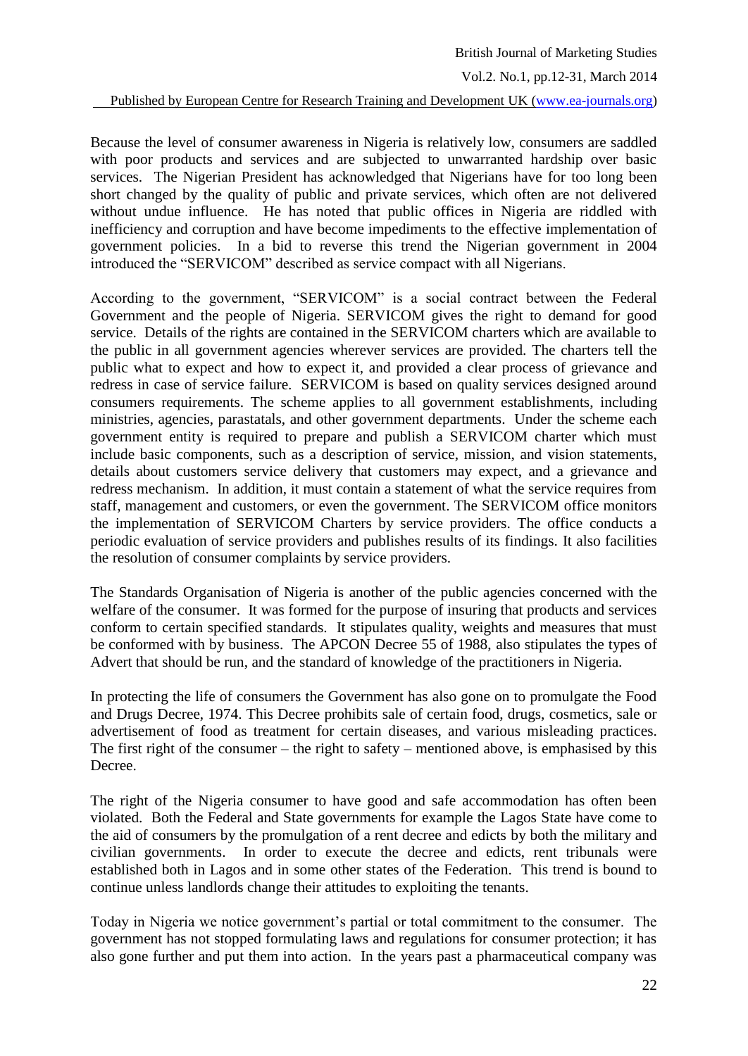Because the level of consumer awareness in Nigeria is relatively low, consumers are saddled with poor products and services and are subjected to unwarranted hardship over basic services. The Nigerian President has acknowledged that Nigerians have for too long been short changed by the quality of public and private services, which often are not delivered without undue influence. He has noted that public offices in Nigeria are riddled with inefficiency and corruption and have become impediments to the effective implementation of government policies. In a bid to reverse this trend the Nigerian government in 2004 introduced the "SERVICOM" described as service compact with all Nigerians.

According to the government, "SERVICOM" is a social contract between the Federal Government and the people of Nigeria. SERVICOM gives the right to demand for good service. Details of the rights are contained in the SERVICOM charters which are available to the public in all government agencies wherever services are provided. The charters tell the public what to expect and how to expect it, and provided a clear process of grievance and redress in case of service failure. SERVICOM is based on quality services designed around consumers requirements. The scheme applies to all government establishments, including ministries, agencies, parastatals, and other government departments. Under the scheme each government entity is required to prepare and publish a SERVICOM charter which must include basic components, such as a description of service, mission, and vision statements, details about customers service delivery that customers may expect, and a grievance and redress mechanism. In addition, it must contain a statement of what the service requires from staff, management and customers, or even the government. The SERVICOM office monitors the implementation of SERVICOM Charters by service providers. The office conducts a periodic evaluation of service providers and publishes results of its findings. It also facilities the resolution of consumer complaints by service providers.

The Standards Organisation of Nigeria is another of the public agencies concerned with the welfare of the consumer. It was formed for the purpose of insuring that products and services conform to certain specified standards. It stipulates quality, weights and measures that must be conformed with by business. The APCON Decree 55 of 1988, also stipulates the types of Advert that should be run, and the standard of knowledge of the practitioners in Nigeria.

In protecting the life of consumers the Government has also gone on to promulgate the Food and Drugs Decree, 1974. This Decree prohibits sale of certain food, drugs, cosmetics, sale or advertisement of food as treatment for certain diseases, and various misleading practices. The first right of the consumer – the right to safety – mentioned above, is emphasised by this Decree.

The right of the Nigeria consumer to have good and safe accommodation has often been violated. Both the Federal and State governments for example the Lagos State have come to the aid of consumers by the promulgation of a rent decree and edicts by both the military and civilian governments. In order to execute the decree and edicts, rent tribunals were established both in Lagos and in some other states of the Federation. This trend is bound to continue unless landlords change their attitudes to exploiting the tenants.

Today in Nigeria we notice government's partial or total commitment to the consumer. The government has not stopped formulating laws and regulations for consumer protection; it has also gone further and put them into action. In the years past a pharmaceutical company was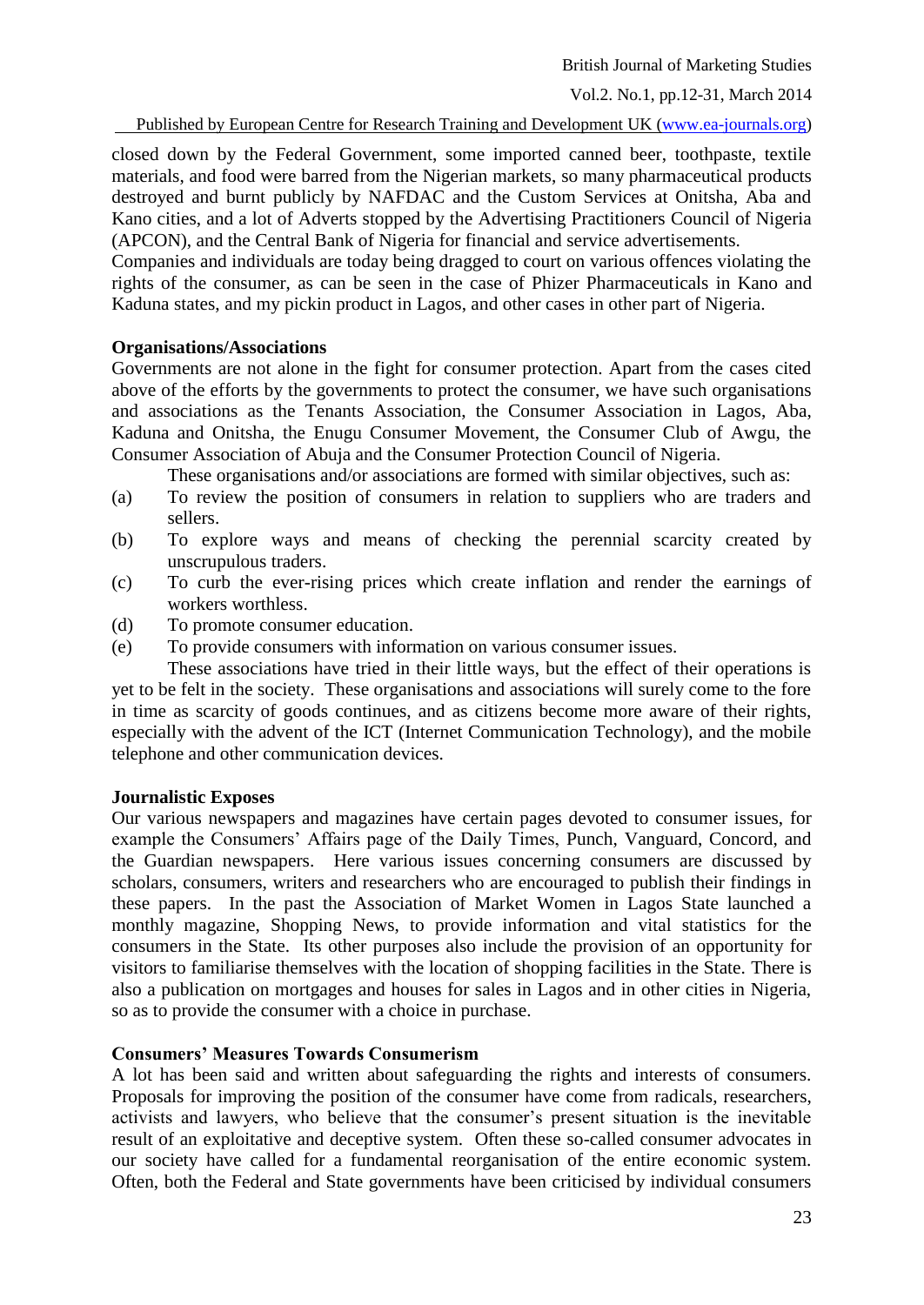closed down by the Federal Government, some imported canned beer, toothpaste, textile materials, and food were barred from the Nigerian markets, so many pharmaceutical products destroyed and burnt publicly by NAFDAC and the Custom Services at Onitsha, Aba and Kano cities, and a lot of Adverts stopped by the Advertising Practitioners Council of Nigeria (APCON), and the Central Bank of Nigeria for financial and service advertisements.

Companies and individuals are today being dragged to court on various offences violating the rights of the consumer, as can be seen in the case of Phizer Pharmaceuticals in Kano and Kaduna states, and my pickin product in Lagos, and other cases in other part of Nigeria.

**Organisations/Associations**

Governments are not alone in the fight for consumer protection. Apart from the cases cited above of the efforts by the governments to protect the consumer, we have such organisations and associations as the Tenants Association, the Consumer Association in Lagos, Aba, Kaduna and Onitsha, the Enugu Consumer Movement, the Consumer Club of Awgu, the Consumer Association of Abuja and the Consumer Protection Council of Nigeria.

These organisations and/or associations are formed with similar objectives, such as:

(a) To review the position of consumers in relation to suppliers who are traders and sellers.

(b) To explore ways and means of checking the perennial scarcity created by unscrupulous traders.

(c) To curb the ever-rising prices which create inflation and render the earnings of workers worthless.

(d) To promote consumer education.

(e) To provide consumers with information on various consumer issues.

These associations have tried in their little ways, but the effect of their operations is yet to be felt in the society. These organisations and associations will surely come to the fore in time as scarcity of goods continues, and as citizens become more aware of their rights, especially with the advent of the ICT (Internet Communication Technology), and the mobile telephone and other communication devices.

**Journalistic Exposes**

Our various newspapers and magazines have certain pages devoted to consumer issues, for example the Consumers' Affairs page of the Daily Times, Punch, Vanguard, Concord, and the Guardian newspapers. Here various issues concerning consumers are discussed by scholars, consumers, writers and researchers who are encouraged to publish their findings in these papers. In the past the Association of Market Women in Lagos State launched a monthly magazine, Shopping News, to provide information and vital statistics for the consumers in the State. Its other purposes also include the provision of an opportunity for visitors to familiarise themselves with the location of shopping facilities in the State. There is also a publication on mortgages and houses for sales in Lagos and in other cities in Nigeria, so as to provide the consumer with a choice in purchase.

**Consumers' Measures Towards Consumerism**

A lot has been said and written about safeguarding the rights and interests of consumers. Proposals for improving the position of the consumer have come from radicals, researchers, activists and lawyers, who believe that the consumer's present situation is the inevitable result of an exploitative and deceptive system. Often these so-called consumer advocates in our society have called for a fundamental reorganisation of the entire economic system. Often, both the Federal and State governments have been criticised by individual consumers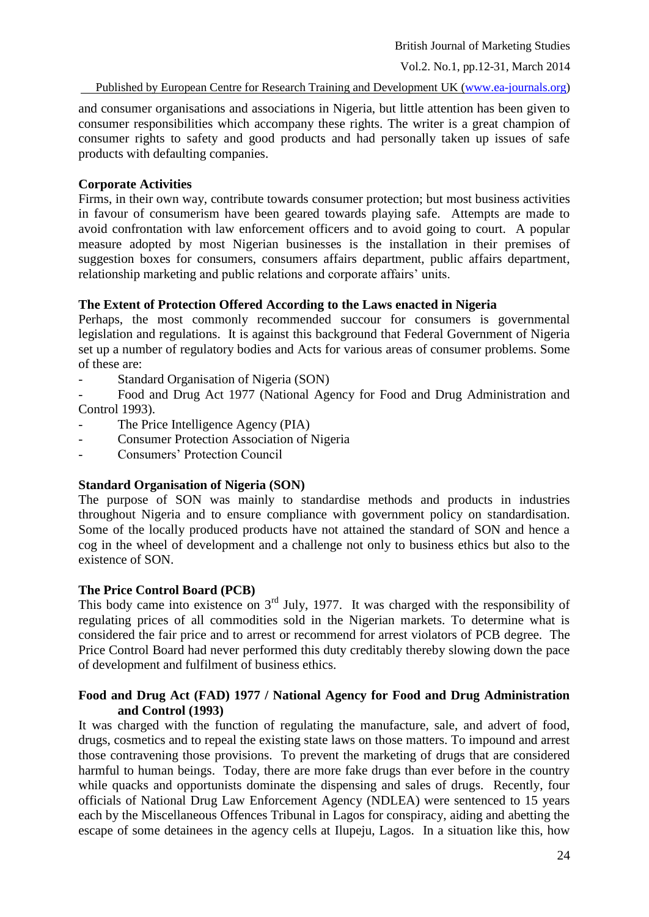and consumer organisations and associations in Nigeria, but little attention has been given to consumer responsibilities which accompany these rights. The writer is a great champion of consumer rights to safety and good products and had personally taken up issues of safe products with defaulting companies.

**Corporate Activities**

Firms, in their own way, contribute towards consumer protection; but most business activities in favour of consumerism have been geared towards playing safe. Attempts are made to avoid confrontation with law enforcement officers and to avoid going to court. A popular measure adopted by most Nigerian businesses is the installation in their premises of suggestion boxes for consumers, consumers affairs department, public affairs department, relationship marketing and public relations and corporate affairs' units.

**The Extent of Protection Offered According to the Laws enacted in Nigeria**

Perhaps, the most commonly recommended succour for consumers is governmental legislation and regulations. It is against this background that Federal Government of Nigeria set up a number of regulatory bodies and Acts for various areas of consumer problems. Some of these are:

- Standard Organisation of Nigeria (SON)
- Food and Drug Act 1977 (National Agency for Food and Drug Administration and Control 1993).
- The Price Intelligence Agency (PIA)
- Consumer Protection Association of Nigeria
- Consumers' Protection Council

**Standard Organisation of Nigeria (SON)**

The purpose of SON was mainly to standardise methods and products in industries throughout Nigeria and to ensure compliance with government policy on standardisation. Some of the locally produced products have not attained the standard of SON and hence a cog in the wheel of development and a challenge not only to business ethics but also to the existence of SON.

**The Price Control Board (PCB)**

This body came into existence on 3rd July, 1977. It was charged with the responsibility of regulating prices of all commodities sold in the Nigerian markets. To determine what is considered the fair price and to arrest or recommend for arrest violators of PCB degree. The Price Control Board had never performed this duty creditably thereby slowing down the pace of development and fulfilment of business ethics.

**Food and Drug Act (FAD) 1977 / National Agency for Food and Drug Administration and Control (1993)**

It was charged with the function of regulating the manufacture, sale, and advert of food, drugs, cosmetics and to repeal the existing state laws on those matters. To impound and arrest those contravening those provisions. To prevent the marketing of drugs that are considered harmful to human beings. Today, there are more fake drugs than ever before in the country while quacks and opportunists dominate the dispensing and sales of drugs. Recently, four officials of National Drug Law Enforcement Agency (NDLEA) were sentenced to 15 years each by the Miscellaneous Offences Tribunal in Lagos for conspiracy, aiding and abetting the escape of some detainees in the agency cells at Ilupeju, Lagos. In a situation like this, how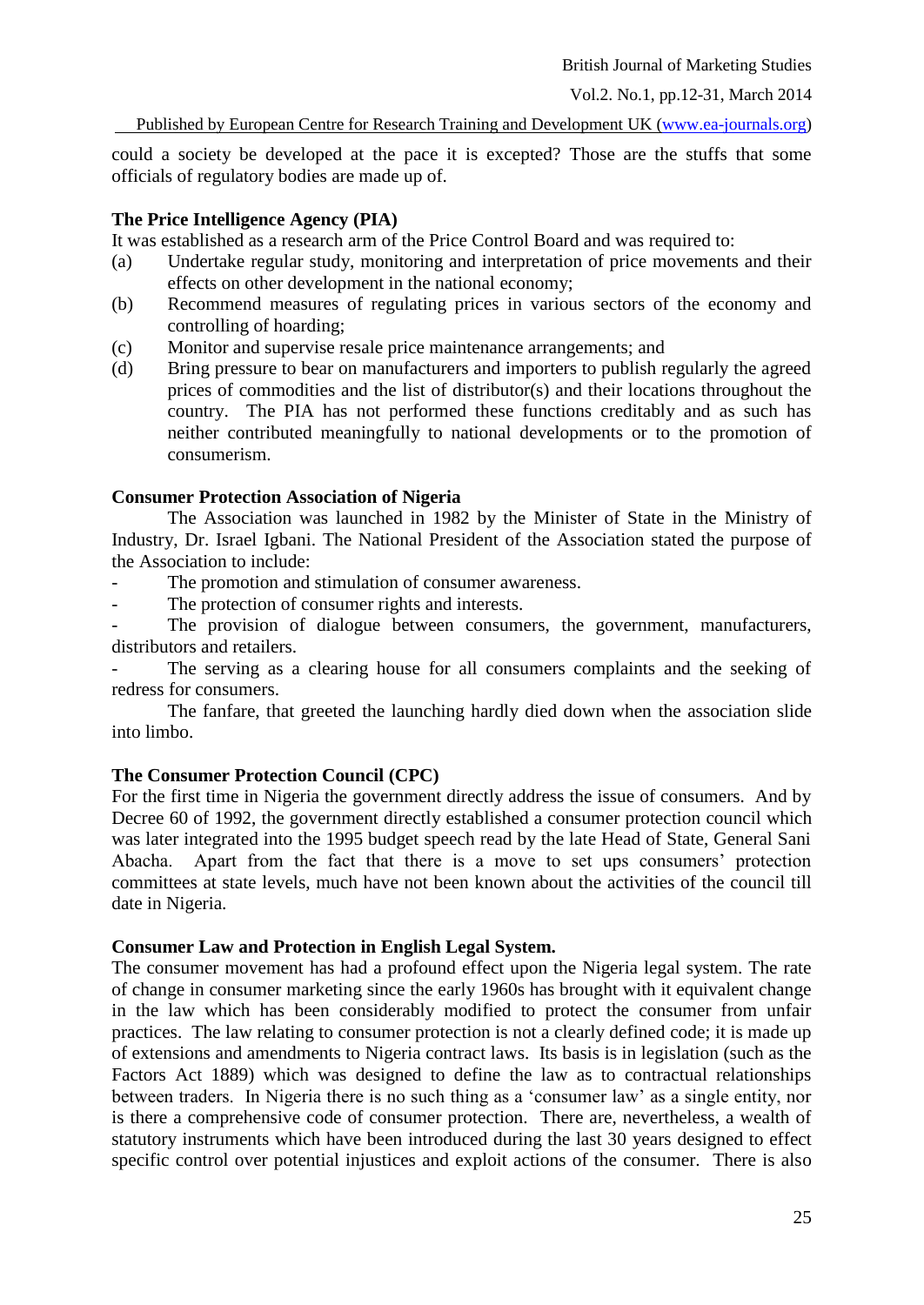could a society be developed at the pace it is excepted? Those are the stuffs that some officials of regulatory bodies are made up of.

**The Price Intelligence Agency (PIA)**

It was established as a research arm of the Price Control Board and was required to:

(a) Undertake regular study, monitoring and interpretation of price movements and their effects on other development in the national economy;

(b) Recommend measures of regulating prices in various sectors of the economy and controlling of hoarding;

(c) Monitor and supervise resale price maintenance arrangements; and

(d) Bring pressure to bear on manufacturers and importers to publish regularly the agreed prices of commodities and the list of distributor(s) and their locations throughout the country. The PIA has not performed these functions creditably and as such has neither contributed meaningfully to national developments or to the promotion of consumerism.

**Consumer Protection Association of Nigeria**

The Association was launched in 1982 by the Minister of State in the Ministry of Industry, Dr. Israel Igbani. The National President of the Association stated the purpose of the Association to include:

- The promotion and stimulation of consumer awareness.
- The protection of consumer rights and interests.
- The provision of dialogue between consumers, the government, manufacturers, distributors and retailers.
- The serving as a clearing house for all consumers complaints and the seeking of redress for consumers.

The fanfare, that greeted the launching hardly died down when the association slide into limbo.

**The Consumer Protection Council (CPC)**

For the first time in Nigeria the government directly address the issue of consumers. And by Decree 60 of 1992, the government directly established a consumer protection council which was later integrated into the 1995 budget speech read by the late Head of State, General Sani Abacha. Apart from the fact that there is a move to set ups consumers' protection committees at state levels, much have not been known about the activities of the council till date in Nigeria.

**Consumer Law and Protection in English Legal System.**

The consumer movement has had a profound effect upon the Nigeria legal system. The rate of change in consumer marketing since the early 1960s has brought with it equivalent change in the law which has been considerably modified to protect the consumer from unfair practices. The law relating to consumer protection is not a clearly defined code; it is made up of extensions and amendments to Nigeria contract laws. Its basis is in legislation (such as the Factors Act 1889) which was designed to define the law as to contractual relationships between traders. In Nigeria there is no such thing as a 'consumer law' as a single entity, nor is there a comprehensive code of consumer protection. There are, nevertheless, a wealth of statutory instruments which have been introduced during the last 30 years designed to effect specific control over potential injustices and exploit actions of the consumer. There is also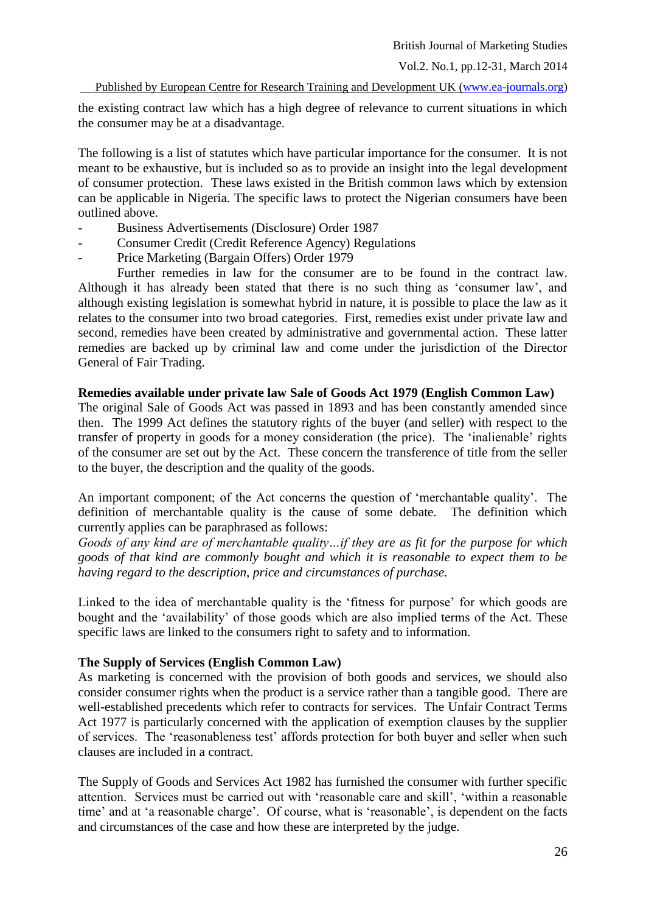the existing contract law which has a high degree of relevance to current situations in which the consumer may be at a disadvantage.

The following is a list of statutes which have particular importance for the consumer. It is not meant to be exhaustive, but is included so as to provide an insight into the legal development of consumer protection. These laws existed in the British common laws which by extension can be applicable in Nigeria. The specific laws to protect the Nigerian consumers have been outlined above.

- Business Advertisements (Disclosure) Order 1987
- Consumer Credit (Credit Reference Agency) Regulations
- Price Marketing (Bargain Offers) Order 1979

Further remedies in law for the consumer are to be found in the contract law. Although it has already been stated that there is no such thing as 'consumer law', and although existing legislation is somewhat hybrid in nature, it is possible to place the law as it relates to the consumer into two broad categories. First, remedies exist under private law and second, remedies have been created by administrative and governmental action. These latter remedies are backed up by criminal law and come under the jurisdiction of the Director General of Fair Trading.

**Remedies available under private law Sale of Goods Act 1979 (English Common Law)**

The original Sale of Goods Act was passed in 1893 and has been constantly amended since then. The 1999 Act defines the statutory rights of the buyer (and seller) with respect to the transfer of property in goods for a money consideration (the price). The 'inalienable' rights of the consumer are set out by the Act. These concern the transference of title from the seller to the buyer, the description and the quality of the goods.

An important component; of the Act concerns the question of 'merchantable quality'. The definition of merchantable quality is the cause of some debate. The definition which currently applies can be paraphrased as follows:

*Goods of any kind are of merchantable quality…if they are as fit for the purpose for which goods of that kind are commonly bought and which it is reasonable to expect them to be having regard to the description, price and circumstances of purchase.*

Linked to the idea of merchantable quality is the 'fitness for purpose' for which goods are bought and the 'availability' of those goods which are also implied terms of the Act. These specific laws are linked to the consumers right to safety and to information.

**The Supply of Services (English Common Law)**

As marketing is concerned with the provision of both goods and services, we should also consider consumer rights when the product is a service rather than a tangible good. There are well-established precedents which refer to contracts for services. The Unfair Contract Terms Act 1977 is particularly concerned with the application of exemption clauses by the supplier of services. The 'reasonableness test' affords protection for both buyer and seller when such clauses are included in a contract.

The Supply of Goods and Services Act 1982 has furnished the consumer with further specific attention. Services must be carried out with 'reasonable care and skill', 'within a reasonable time' and at 'a reasonable charge'. Of course, what is 'reasonable', is dependent on the facts and circumstances of the case and how these are interpreted by the judge.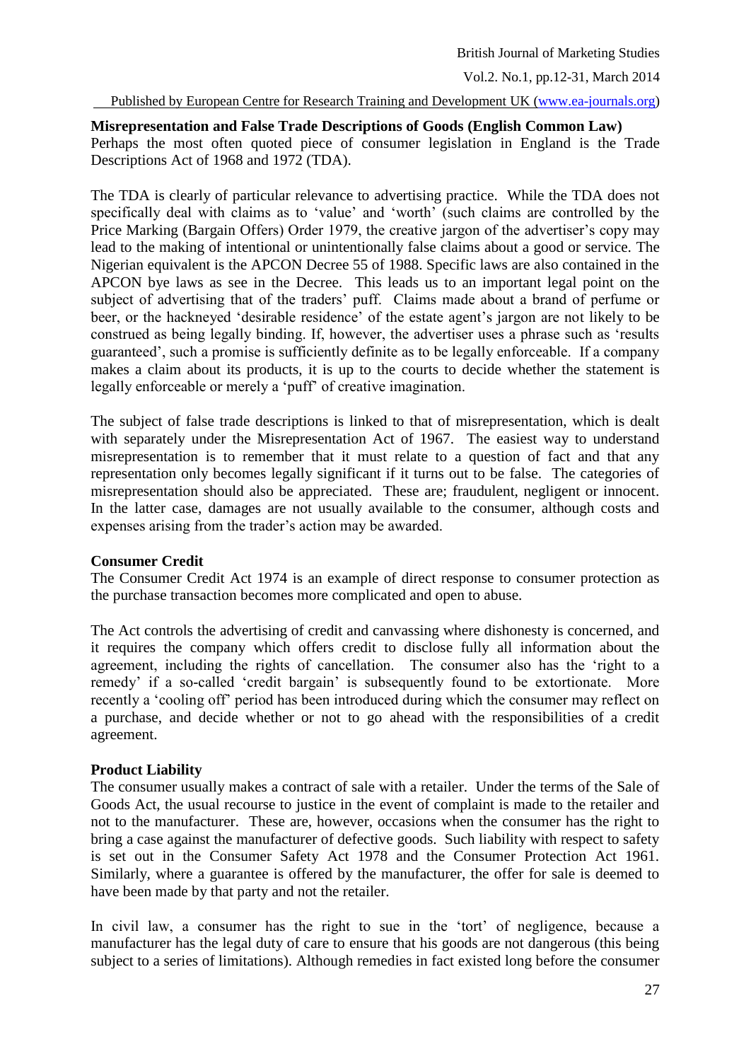**Misrepresentation and False Trade Descriptions of Goods (English Common Law)**
Perhaps the most often quoted piece of consumer legislation in England is the Trade Descriptions Act of 1968 and 1972 (TDA).

The TDA is clearly of particular relevance to advertising practice. While the TDA does not specifically deal with claims as to 'value' and 'worth' (such claims are controlled by the Price Marking (Bargain Offers) Order 1979, the creative jargon of the advertiser's copy may lead to the making of intentional or unintentionally false claims about a good or service. The Nigerian equivalent is the APCON Decree 55 of 1988. Specific laws are also contained in the APCON bye laws as see in the Decree. This leads us to an important legal point on the subject of advertising that of the traders' puff. Claims made about a brand of perfume or beer, or the hackneyed 'desirable residence' of the estate agent's jargon are not likely to be construed as being legally binding. If, however, the advertiser uses a phrase such as 'results guaranteed', such a promise is sufficiently definite as to be legally enforceable. If a company makes a claim about its products, it is up to the courts to decide whether the statement is legally enforceable or merely a 'puff' of creative imagination.

The subject of false trade descriptions is linked to that of misrepresentation, which is dealt with separately under the Misrepresentation Act of 1967. The easiest way to understand misrepresentation is to remember that it must relate to a question of fact and that any representation only becomes legally significant if it turns out to be false. The categories of misrepresentation should also be appreciated. These are; fraudulent, negligent or innocent. In the latter case, damages are not usually available to the consumer, although costs and expenses arising from the trader's action may be awarded.

**Consumer Credit**
The Consumer Credit Act 1974 is an example of direct response to consumer protection as the purchase transaction becomes more complicated and open to abuse.

The Act controls the advertising of credit and canvassing where dishonesty is concerned, and it requires the company which offers credit to disclose fully all information about the agreement, including the rights of cancellation. The consumer also has the 'right to a remedy' if a so-called 'credit bargain' is subsequently found to be extortionate. More recently a 'cooling off' period has been introduced during which the consumer may reflect on a purchase, and decide whether or not to go ahead with the responsibilities of a credit agreement.

**Product Liability**
The consumer usually makes a contract of sale with a retailer. Under the terms of the Sale of Goods Act, the usual recourse to justice in the event of complaint is made to the retailer and not to the manufacturer. These are, however, occasions when the consumer has the right to bring a case against the manufacturer of defective goods. Such liability with respect to safety is set out in the Consumer Safety Act 1978 and the Consumer Protection Act 1961. Similarly, where a guarantee is offered by the manufacturer, the offer for sale is deemed to have been made by that party and not the retailer.

In civil law, a consumer has the right to sue in the 'tort' of negligence, because a manufacturer has the legal duty of care to ensure that his goods are not dangerous (this being subject to a series of limitations). Although remedies in fact existed long before the consumer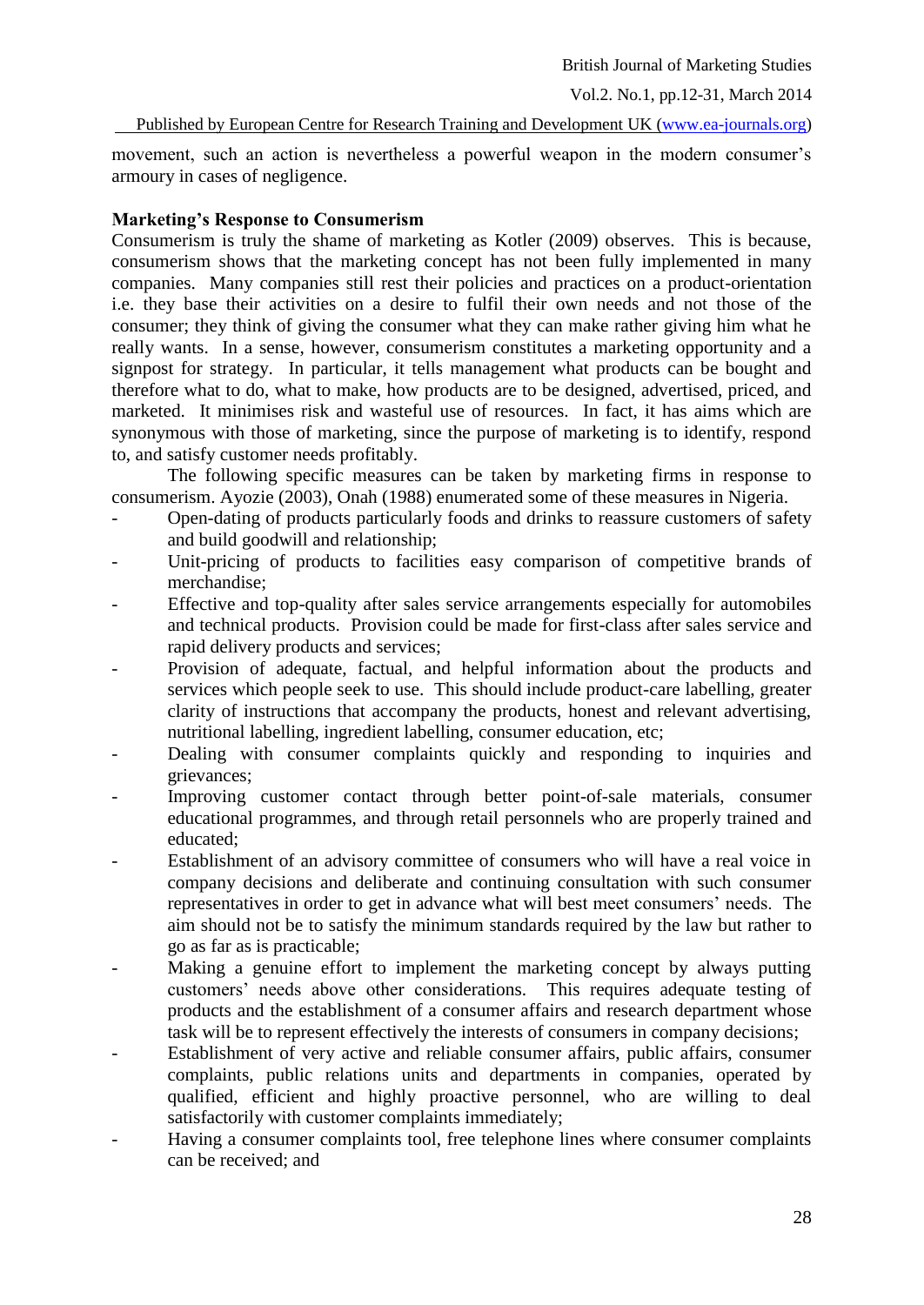movement, such an action is nevertheless a powerful weapon in the modern consumer's armoury in cases of negligence.

**Marketing's Response to Consumerism**

Consumerism is truly the shame of marketing as Kotler (2009) observes. This is because, consumerism shows that the marketing concept has not been fully implemented in many companies. Many companies still rest their policies and practices on a product-orientation i.e. they base their activities on a desire to fulfil their own needs and not those of the consumer; they think of giving the consumer what they can make rather giving him what he really wants. In a sense, however, consumerism constitutes a marketing opportunity and a signpost for strategy. In particular, it tells management what products can be bought and therefore what to do, what to make, how products are to be designed, advertised, priced, and marketed. It minimises risk and wasteful use of resources. In fact, it has aims which are synonymous with those of marketing, since the purpose of marketing is to identify, respond to, and satisfy customer needs profitably.

The following specific measures can be taken by marketing firms in response to consumerism. Ayozie (2003), Onah (1988) enumerated some of these measures in Nigeria.

- Open-dating of products particularly foods and drinks to reassure customers of safety and build goodwill and relationship;
- Unit-pricing of products to facilities easy comparison of competitive brands of merchandise;
- Effective and top-quality after sales service arrangements especially for automobiles and technical products. Provision could be made for first-class after sales service and rapid delivery products and services;
- Provision of adequate, factual, and helpful information about the products and services which people seek to use. This should include product-care labelling, greater clarity of instructions that accompany the products, honest and relevant advertising, nutritional labelling, ingredient labelling, consumer education, etc;
- Dealing with consumer complaints quickly and responding to inquiries and grievances;
- Improving customer contact through better point-of-sale materials, consumer educational programmes, and through retail personnels who are properly trained and educated;
- Establishment of an advisory committee of consumers who will have a real voice in company decisions and deliberate and continuing consultation with such consumer representatives in order to get in advance what will best meet consumers' needs. The aim should not be to satisfy the minimum standards required by the law but rather to go as far as is practicable;
- Making a genuine effort to implement the marketing concept by always putting customers' needs above other considerations. This requires adequate testing of products and the establishment of a consumer affairs and research department whose task will be to represent effectively the interests of consumers in company decisions;
- Establishment of very active and reliable consumer affairs, public affairs, consumer complaints, public relations units and departments in companies, operated by qualified, efficient and highly proactive personnel, who are willing to deal satisfactorily with customer complaints immediately;
- Having a consumer complaints tool, free telephone lines where consumer complaints can be received; and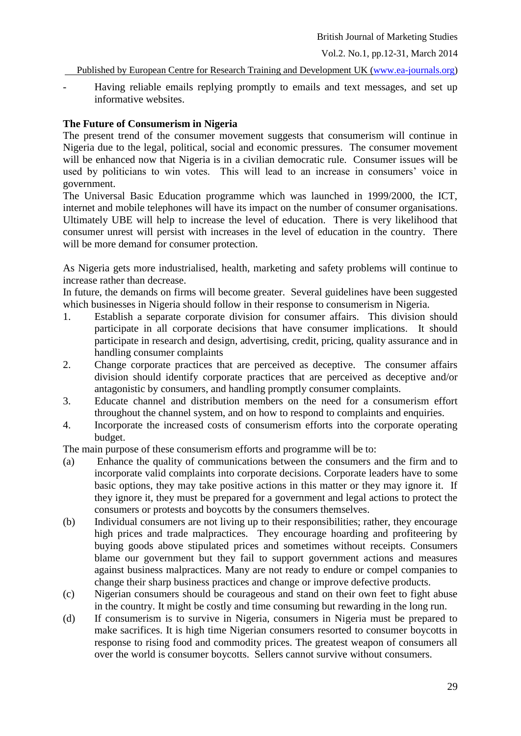- Having reliable emails replying promptly to emails and text messages, and set up informative websites.

**The Future of Consumerism in Nigeria**

The present trend of the consumer movement suggests that consumerism will continue in Nigeria due to the legal, political, social and economic pressures. The consumer movement will be enhanced now that Nigeria is in a civilian democratic rule. Consumer issues will be used by politicians to win votes. This will lead to an increase in consumers' voice in government.

The Universal Basic Education programme which was launched in 1999/2000, the ICT, internet and mobile telephones will have its impact on the number of consumer organisations. Ultimately UBE will help to increase the level of education. There is very likelihood that consumer unrest will persist with increases in the level of education in the country. There will be more demand for consumer protection.

As Nigeria gets more industrialised, health, marketing and safety problems will continue to increase rather than decrease.

In future, the demands on firms will become greater. Several guidelines have been suggested which businesses in Nigeria should follow in their response to consumerism in Nigeria.

1. Establish a separate corporate division for consumer affairs. This division should participate in all corporate decisions that have consumer implications. It should participate in research and design, advertising, credit, pricing, quality assurance and in handling consumer complaints
2. Change corporate practices that are perceived as deceptive. The consumer affairs division should identify corporate practices that are perceived as deceptive and/or antagonistic by consumers, and handling promptly consumer complaints.
3. Educate channel and distribution members on the need for a consumerism effort throughout the channel system, and on how to respond to complaints and enquiries.
4. Incorporate the increased costs of consumerism efforts into the corporate operating budget.

The main purpose of these consumerism efforts and programme will be to:

(a) Enhance the quality of communications between the consumers and the firm and to incorporate valid complaints into corporate decisions. Corporate leaders have to some basic options, they may take positive actions in this matter or they may ignore it. If they ignore it, they must be prepared for a government and legal actions to protect the consumers or protests and boycotts by the consumers themselves.

(b) Individual consumers are not living up to their responsibilities; rather, they encourage high prices and trade malpractices. They encourage hoarding and profiteering by buying goods above stipulated prices and sometimes without receipts. Consumers blame our government but they fail to support government actions and measures against business malpractices. Many are not ready to endure or compel companies to change their sharp business practices and change or improve defective products.

(c) Nigerian consumers should be courageous and stand on their own feet to fight abuse in the country. It might be costly and time consuming but rewarding in the long run.

(d) If consumerism is to survive in Nigeria, consumers in Nigeria must be prepared to make sacrifices. It is high time Nigerian consumers resorted to consumer boycotts in response to rising food and commodity prices. The greatest weapon of consumers all over the world is consumer boycotts. Sellers cannot survive without consumers.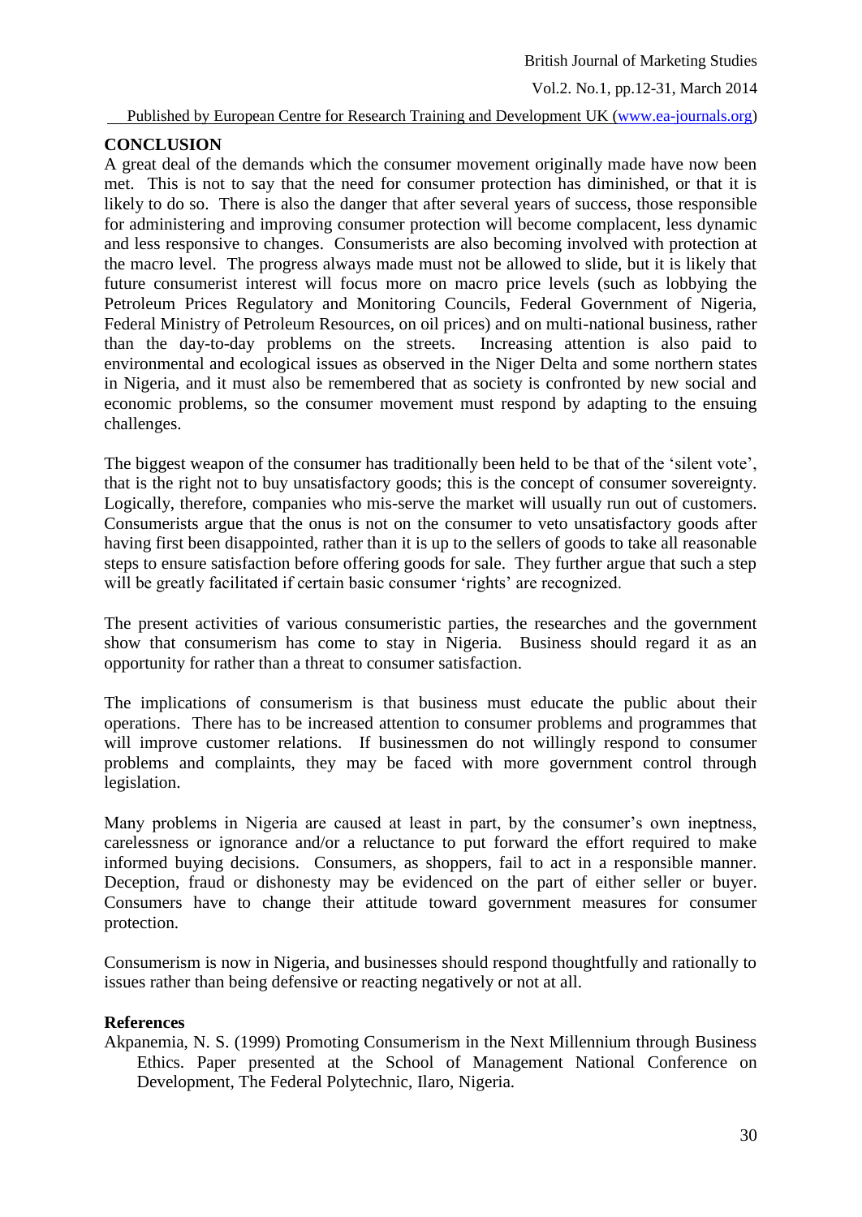## CONCLUSION

A great deal of the demands which the consumer movement originally made have now been met. This is not to say that the need for consumer protection has diminished, or that it is likely to do so. There is also the danger that after several years of success, those responsible for administering and improving consumer protection will become complacent, less dynamic and less responsive to changes. Consumerists are also becoming involved with protection at the macro level. The progress always made must not be allowed to slide, but it is likely that future consumerist interest will focus more on macro price levels (such as lobbying the Petroleum Prices Regulatory and Monitoring Councils, Federal Government of Nigeria, Federal Ministry of Petroleum Resources, on oil prices) and on multi-national business, rather than the day-to-day problems on the streets. Increasing attention is also paid to environmental and ecological issues as observed in the Niger Delta and some northern states in Nigeria, and it must also be remembered that as society is confronted by new social and economic problems, so the consumer movement must respond by adapting to the ensuing challenges.

The biggest weapon of the consumer has traditionally been held to be that of the 'silent vote', that is the right not to buy unsatisfactory goods; this is the concept of consumer sovereignty. Logically, therefore, companies who mis-serve the market will usually run out of customers. Consumerists argue that the onus is not on the consumer to veto unsatisfactory goods after having first been disappointed, rather than it is up to the sellers of goods to take all reasonable steps to ensure satisfaction before offering goods for sale. They further argue that such a step will be greatly facilitated if certain basic consumer 'rights' are recognized.

The present activities of various consumeristic parties, the researches and the government show that consumerism has come to stay in Nigeria. Business should regard it as an opportunity for rather than a threat to consumer satisfaction.

The implications of consumerism is that business must educate the public about their operations. There has to be increased attention to consumer problems and programmes that will improve customer relations. If businessmen do not willingly respond to consumer problems and complaints, they may be faced with more government control through legislation.

Many problems in Nigeria are caused at least in part, by the consumer's own ineptness, carelessness or ignorance and/or a reluctance to put forward the effort required to make informed buying decisions. Consumers, as shoppers, fail to act in a responsible manner. Deception, fraud or dishonesty may be evidenced on the part of either seller or buyer. Consumers have to change their attitude toward government measures for consumer protection.

Consumerism is now in Nigeria, and businesses should respond thoughtfully and rationally to issues rather than being defensive or reacting negatively or not at all.

## References

Akpanemia, N. S. (1999) Promoting Consumerism in the Next Millennium through Business Ethics. Paper presented at the School of Management National Conference on Development, The Federal Polytechnic, Ilaro, Nigeria.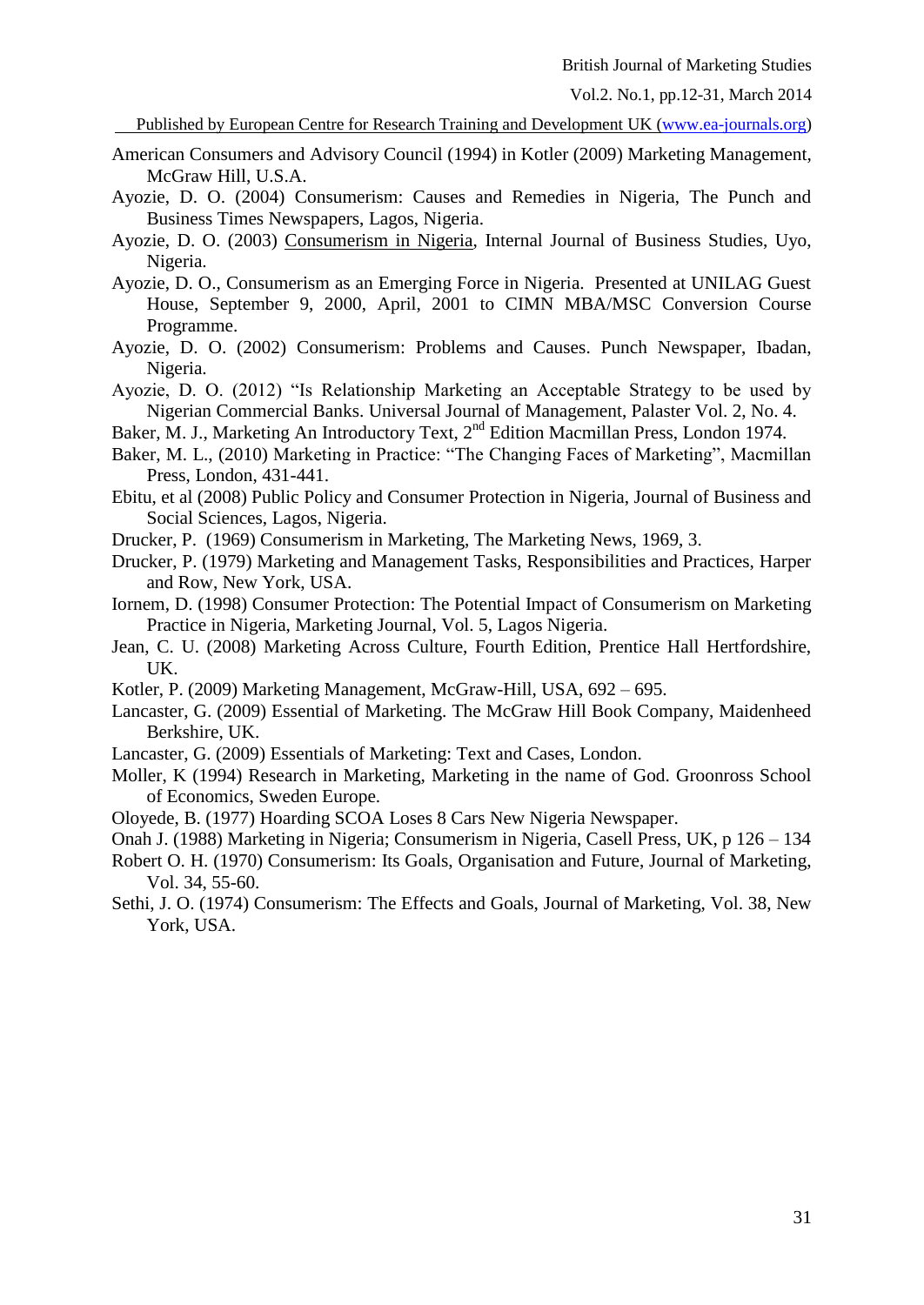American Consumers and Advisory Council (1994) in Kotler (2009) Marketing Management, McGraw Hill, U.S.A.

Ayozie, D. O. (2004) Consumerism: Causes and Remedies in Nigeria, The Punch and Business Times Newspapers, Lagos, Nigeria.

Ayozie, D. O. (2003) Consumerism in Nigeria, Internal Journal of Business Studies, Uyo, Nigeria.

Ayozie, D. O., Consumerism as an Emerging Force in Nigeria. Presented at UNILAG Guest House, September 9, 2000, April, 2001 to CIMN MBA/MSC Conversion Course Programme.

Ayozie, D. O. (2002) Consumerism: Problems and Causes. Punch Newspaper, Ibadan, Nigeria.

Ayozie, D. O. (2012) "Is Relationship Marketing an Acceptable Strategy to be used by Nigerian Commercial Banks. Universal Journal of Management, Palaster Vol. 2, No. 4.

Baker, M. J., Marketing An Introductory Text, 2nd Edition Macmillan Press, London 1974.

Baker, M. L., (2010) Marketing in Practice: "The Changing Faces of Marketing", Macmillan Press, London, 431-441.

Ebitu, et al (2008) Public Policy and Consumer Protection in Nigeria, Journal of Business and Social Sciences, Lagos, Nigeria.

Drucker, P. (1969) Consumerism in Marketing, The Marketing News, 1969, 3.

Drucker, P. (1979) Marketing and Management Tasks, Responsibilities and Practices, Harper and Row, New York, USA.

Iornem, D. (1998) Consumer Protection: The Potential Impact of Consumerism on Marketing Practice in Nigeria, Marketing Journal, Vol. 5, Lagos Nigeria.

Jean, C. U. (2008) Marketing Across Culture, Fourth Edition, Prentice Hall Hertfordshire, UK.

Kotler, P. (2009) Marketing Management, McGraw-Hill, USA, 692 – 695.

Lancaster, G. (2009) Essential of Marketing. The McGraw Hill Book Company, Maidenheed Berkshire, UK.

Lancaster, G. (2009) Essentials of Marketing: Text and Cases, London.

Moller, K (1994) Research in Marketing, Marketing in the name of God. Groonross School of Economics, Sweden Europe.

Oloyede, B. (1977) Hoarding SCOA Loses 8 Cars New Nigeria Newspaper.

Onah J. (1988) Marketing in Nigeria; Consumerism in Nigeria, Casell Press, UK, p 126 – 134

Robert O. H. (1970) Consumerism: Its Goals, Organisation and Future, Journal of Marketing, Vol. 34, 55-60.

Sethi, J. O. (1974) Consumerism: The Effects and Goals, Journal of Marketing, Vol. 38, New York, USA.